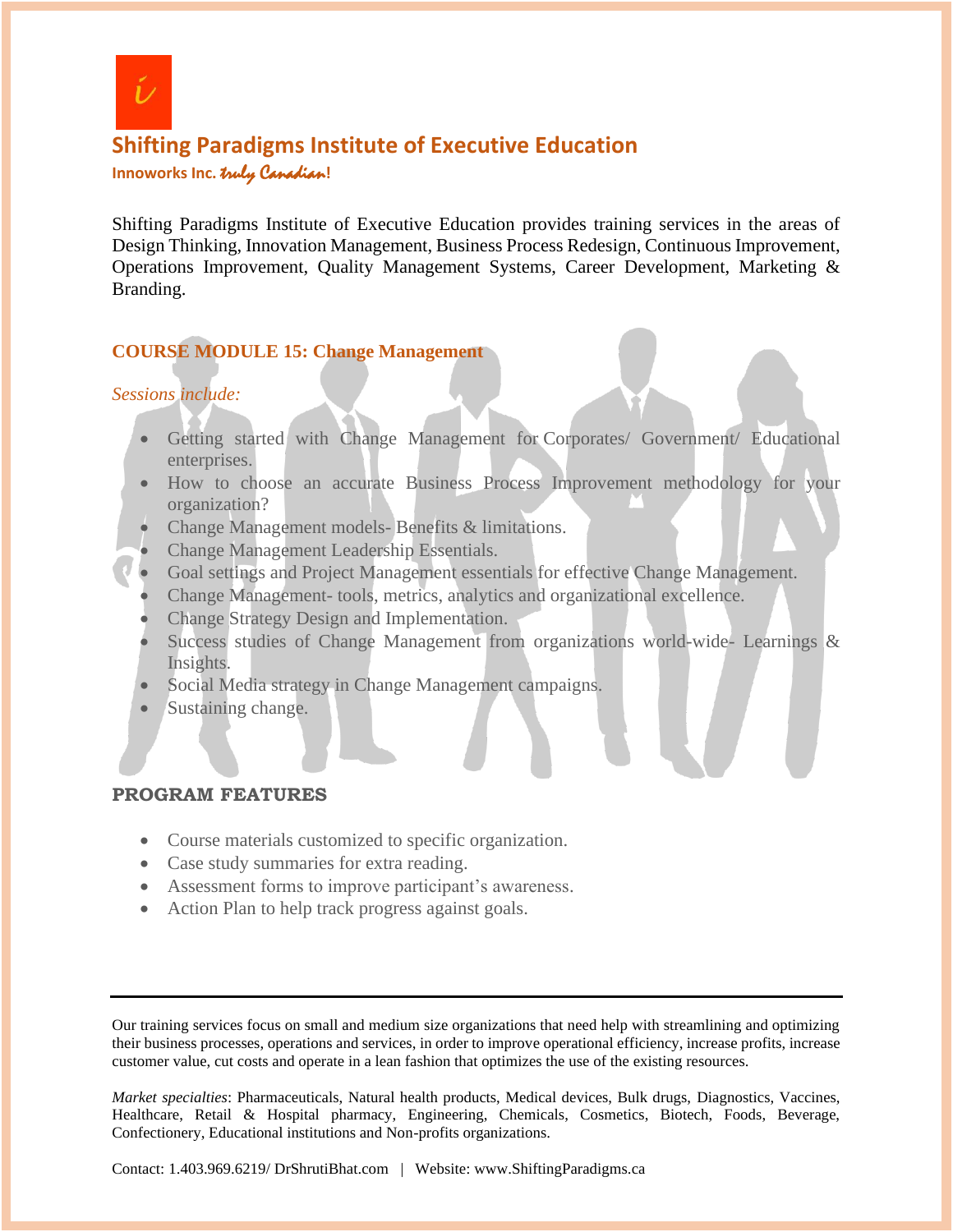# Shifting Paradigms Institute of Executive Education

**Innoworks Inc.** *truly Canadian*!

Shifting Paradigms Institute of Executive Education provides training services in the areas of Design Thinking, Innovation Management, Business Process Redesign, Continuous Improvement, Operations Improvement, Quality Management Systems, Career Development, Marketing & Branding.

## COURSE MODULE 15: Change Management

*Sessions include:*

- Getting started with Change Management for Corporates/ Government/ Educational enterprises.
- How to choose an accurate Business Process Improvement methodology for your organization?
- Change Management models- Benefits & limitations.
- Change Management Leadership Essentials.
- Goal settings and Project Management essentials for effective Change Management.
- Change Management- tools, metrics, analytics and organizational excellence.
- Change Strategy Design and Implementation.
- Success studies of Change Management from organizations world-wide- Learnings & Insights.
- Social Media strategy in Change Management campaigns.
- Sustaining change.

## PROGRAM FEATURES

- Course materials customized to specific organization.
- Case study summaries for extra reading.
- Assessment forms to improve participant's awareness.
- Action Plan to help track progress against goals.

---

Our training services focus on small and medium size organizations that need help with streamlining and optimizing their business processes, operations and services, in order to improve operational efficiency, increase profits, increase customer value, cut costs and operate in a lean fashion that optimizes the use of the existing resources.

*Market specialties*: Pharmaceuticals, Natural health products, Medical devices, Bulk drugs, Diagnostics, Vaccines, Healthcare, Retail & Hospital pharmacy, Engineering, Chemicals, Cosmetics, Biotech, Foods, Beverage, Confectionery, Educational institutions and Non-profits organizations.

Contact: 1.403.969.6219/ DrShrutiBhat.com | Website: www.ShiftingParadigms.ca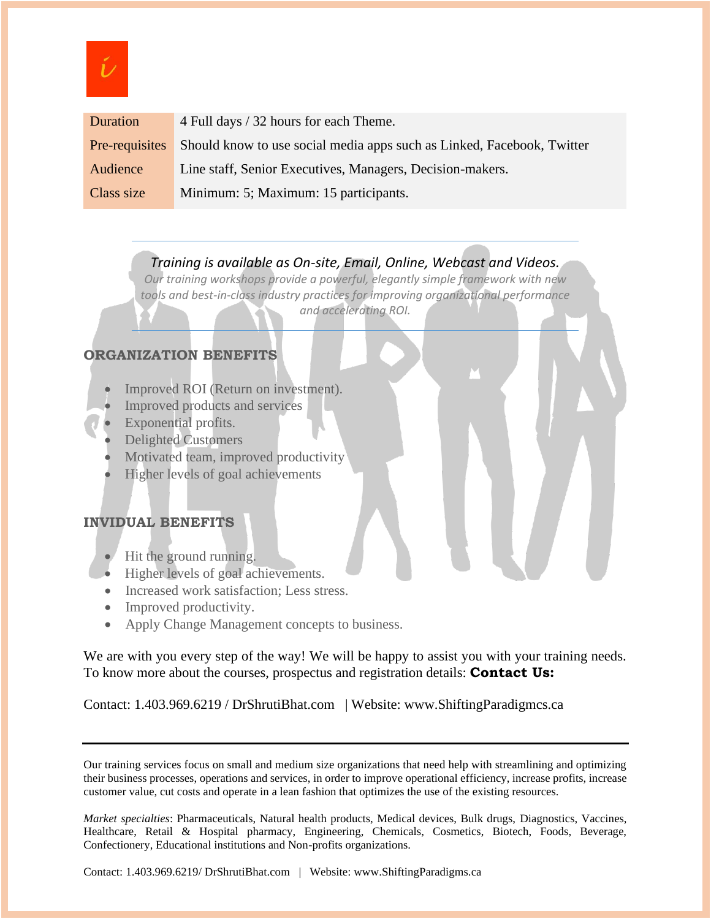| | |
|---|---|
| Duration | 4 Full days / 32 hours for each Theme. |
| Pre-requisites | Should know to use social media apps such as Linked, Facebook, Twitter |
| Audience | Line staff, Senior Executives, Managers, Decision-makers. |
| Class size | Minimum: 5; Maximum: 15 participants. |

---

*Training is available as On-site, Email, Online, Webcast and Videos.*

*Our training workshops provide a powerful, elegantly simple framework with new tools and best-in-class industry practices for improving organizational performance and accelerating ROI.*

---

## ORGANIZATION BENEFITS

- Improved ROI (Return on investment).
- Improved products and services
- Exponential profits.
- Delighted Customers
- Motivated team, improved productivity
- Higher levels of goal achievements

## INVIDUAL BENEFITS

- Hit the ground running.
- Higher levels of goal achievements.
- Increased work satisfaction; Less stress.
- Improved productivity.
- Apply Change Management concepts to business.

We are with you every step of the way! We will be happy to assist you with your training needs. To know more about the courses, prospectus and registration details: **Contact Us:**

Contact: 1.403.969.6219 / DrShrutiBhat.com | Website: www.ShiftingParadigmcs.ca

---

Our training services focus on small and medium size organizations that need help with streamlining and optimizing their business processes, operations and services, in order to improve operational efficiency, increase profits, increase customer value, cut costs and operate in a lean fashion that optimizes the use of the existing resources.

*Market specialties*: Pharmaceuticals, Natural health products, Medical devices, Bulk drugs, Diagnostics, Vaccines, Healthcare, Retail & Hospital pharmacy, Engineering, Chemicals, Cosmetics, Biotech, Foods, Beverage, Confectionery, Educational institutions and Non-profits organizations.

Contact: 1.403.969.6219/ DrShrutiBhat.com | Website: www.ShiftingParadigms.ca